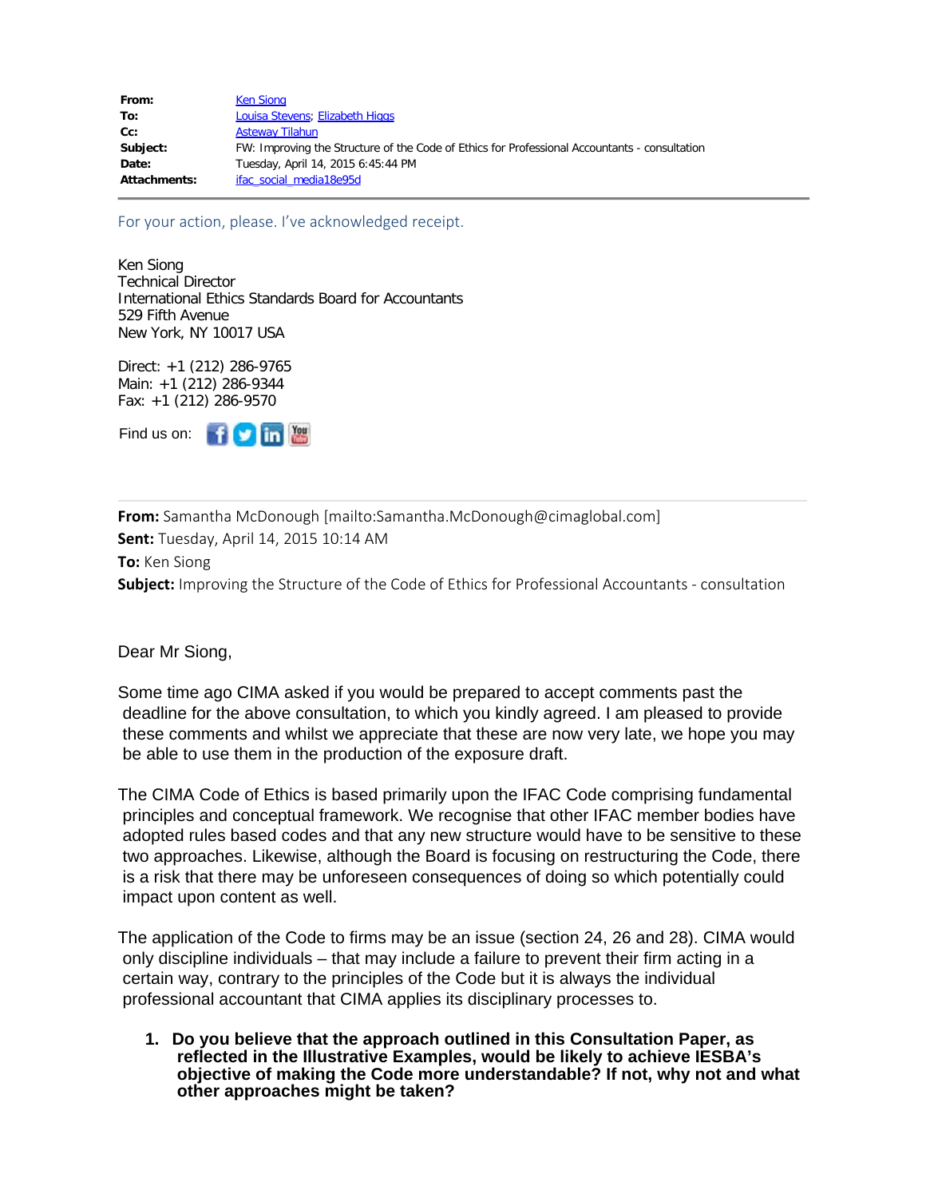| | |
|---|---|
| **From:** | Ken Siong |
| **To:** | Louisa Stevens; Elizabeth Higgs |
| **Cc:** | Asteway Tilahun |
| **Subject:** | FW: Improving the Structure of the Code of Ethics for Professional Accountants - consultation |
| **Date:** | Tuesday, April 14, 2015 6:45:44 PM |
| **Attachments:** | ifac_social_media18e95d |

For your action, please. I've acknowledged receipt.

Ken Siong
Technical Director
International Ethics Standards Board for Accountants
529 Fifth Avenue
New York, NY 10017 USA

Direct: +1 (212) 286-9765
Main: +1 (212) 286-9344
Fax: +1 (212) 286-9570

Find us on:

---

**From:** Samantha McDonough [mailto:Samantha.McDonough@cimaglobal.com]
**Sent:** Tuesday, April 14, 2015 10:14 AM
**To:** Ken Siong
**Subject:** Improving the Structure of the Code of Ethics for Professional Accountants - consultation

Dear Mr Siong,

Some time ago CIMA asked if you would be prepared to accept comments past the deadline for the above consultation, to which you kindly agreed. I am pleased to provide these comments and whilst we appreciate that these are now very late, we hope you may be able to use them in the production of the exposure draft.

The CIMA Code of Ethics is based primarily upon the IFAC Code comprising fundamental principles and conceptual framework. We recognise that other IFAC member bodies have adopted rules based codes and that any new structure would have to be sensitive to these two approaches. Likewise, although the Board is focusing on restructuring the Code, there is a risk that there may be unforeseen consequences of doing so which potentially could impact upon content as well.

The application of the Code to firms may be an issue (section 24, 26 and 28). CIMA would only discipline individuals – that may include a failure to prevent their firm acting in a certain way, contrary to the principles of the Code but it is always the individual professional accountant that CIMA applies its disciplinary processes to.

1. **Do you believe that the approach outlined in this Consultation Paper, as reflected in the Illustrative Examples, would be likely to achieve IESBA's objective of making the Code more understandable? If not, why not and what other approaches might be taken?**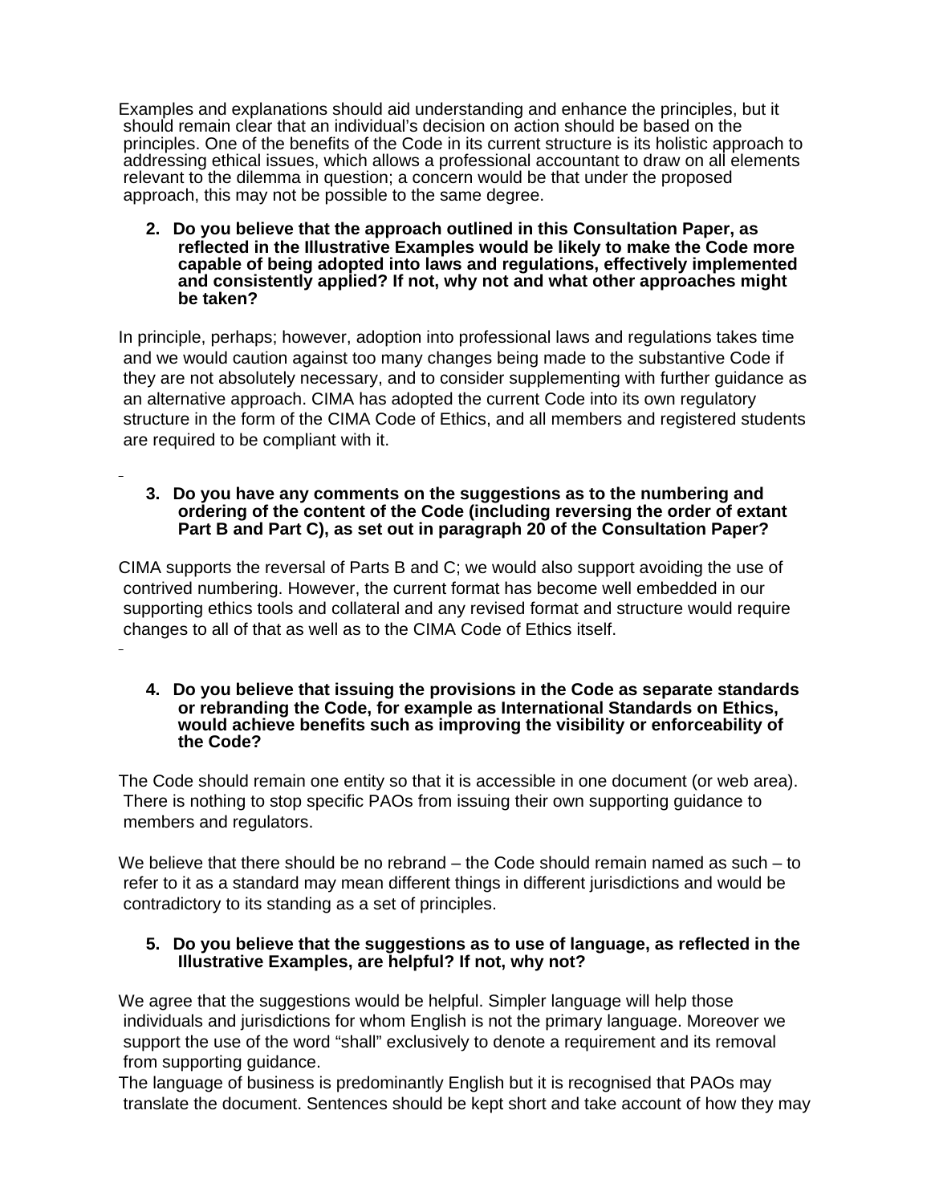Examples and explanations should aid understanding and enhance the principles, but it should remain clear that an individual's decision on action should be based on the principles. One of the benefits of the Code in its current structure is its holistic approach to addressing ethical issues, which allows a professional accountant to draw on all elements relevant to the dilemma in question; a concern would be that under the proposed approach, this may not be possible to the same degree.

2. **Do you believe that the approach outlined in this Consultation Paper, as reflected in the Illustrative Examples would be likely to make the Code more capable of being adopted into laws and regulations, effectively implemented and consistently applied? If not, why not and what other approaches might be taken?**

In principle, perhaps; however, adoption into professional laws and regulations takes time and we would caution against too many changes being made to the substantive Code if they are not absolutely necessary, and to consider supplementing with further guidance as an alternative approach. CIMA has adopted the current Code into its own regulatory structure in the form of the CIMA Code of Ethics, and all members and registered students are required to be compliant with it.

3. **Do you have any comments on the suggestions as to the numbering and ordering of the content of the Code (including reversing the order of extant Part B and Part C), as set out in paragraph 20 of the Consultation Paper?**

CIMA supports the reversal of Parts B and C; we would also support avoiding the use of contrived numbering. However, the current format has become well embedded in our supporting ethics tools and collateral and any revised format and structure would require changes to all of that as well as to the CIMA Code of Ethics itself.

4. **Do you believe that issuing the provisions in the Code as separate standards or rebranding the Code, for example as International Standards on Ethics, would achieve benefits such as improving the visibility or enforceability of the Code?**

The Code should remain one entity so that it is accessible in one document (or web area). There is nothing to stop specific PAOs from issuing their own supporting guidance to members and regulators.

We believe that there should be no rebrand – the Code should remain named as such – to refer to it as a standard may mean different things in different jurisdictions and would be contradictory to its standing as a set of principles.

5. **Do you believe that the suggestions as to use of language, as reflected in the Illustrative Examples, are helpful? If not, why not?**

We agree that the suggestions would be helpful. Simpler language will help those individuals and jurisdictions for whom English is not the primary language. Moreover we support the use of the word "shall" exclusively to denote a requirement and its removal from supporting guidance.

The language of business is predominantly English but it is recognised that PAOs may translate the document. Sentences should be kept short and take account of how they may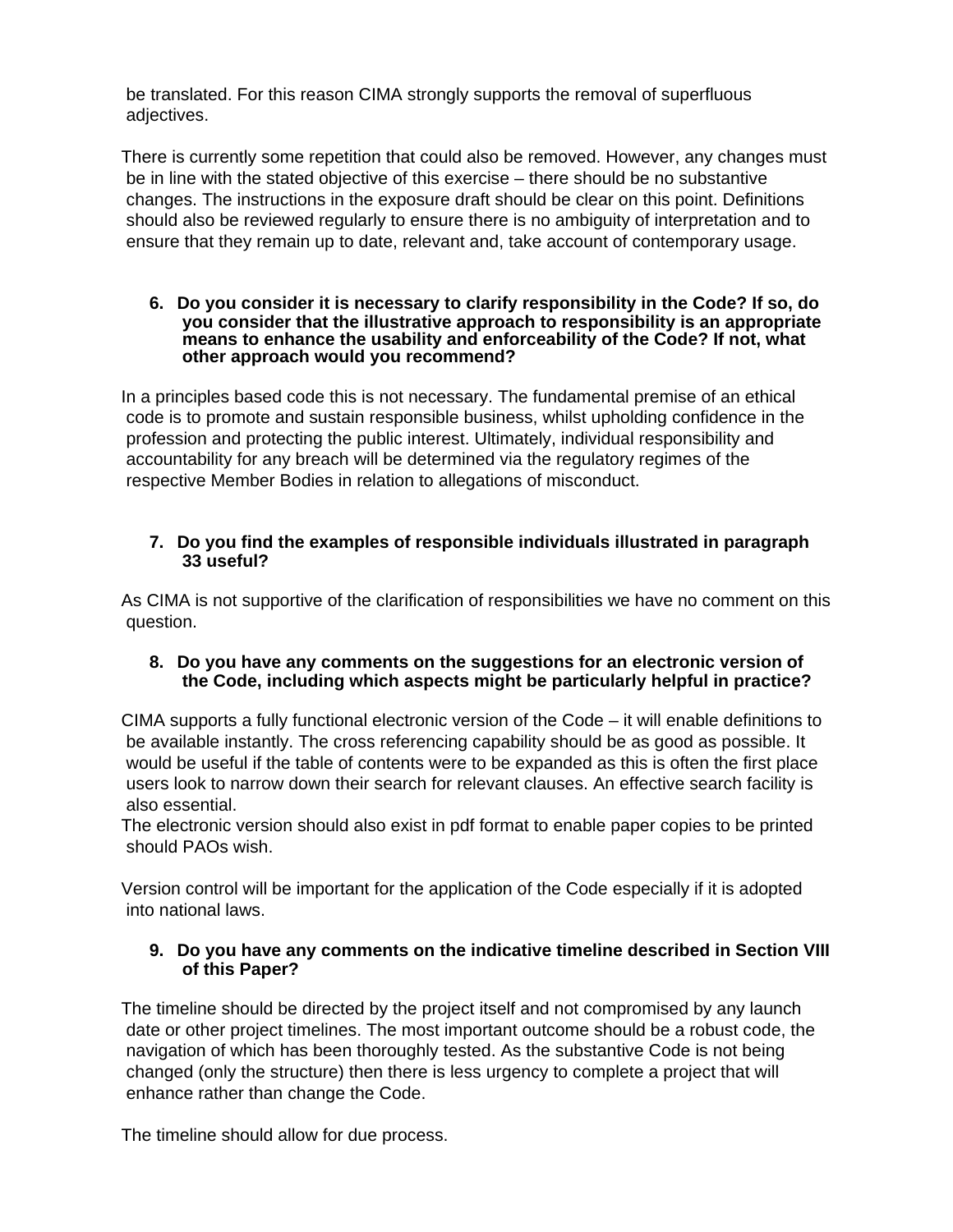be translated. For this reason CIMA strongly supports the removal of superfluous adjectives.

There is currently some repetition that could also be removed. However, any changes must be in line with the stated objective of this exercise – there should be no substantive changes. The instructions in the exposure draft should be clear on this point. Definitions should also be reviewed regularly to ensure there is no ambiguity of interpretation and to ensure that they remain up to date, relevant and, take account of contemporary usage.

**6. Do you consider it is necessary to clarify responsibility in the Code? If so, do you consider that the illustrative approach to responsibility is an appropriate means to enhance the usability and enforceability of the Code? If not, what other approach would you recommend?**

In a principles based code this is not necessary. The fundamental premise of an ethical code is to promote and sustain responsible business, whilst upholding confidence in the profession and protecting the public interest. Ultimately, individual responsibility and accountability for any breach will be determined via the regulatory regimes of the respective Member Bodies in relation to allegations of misconduct.

**7. Do you find the examples of responsible individuals illustrated in paragraph 33 useful?**

As CIMA is not supportive of the clarification of responsibilities we have no comment on this question.

**8. Do you have any comments on the suggestions for an electronic version of the Code, including which aspects might be particularly helpful in practice?**

CIMA supports a fully functional electronic version of the Code – it will enable definitions to be available instantly. The cross referencing capability should be as good as possible. It would be useful if the table of contents were to be expanded as this is often the first place users look to narrow down their search for relevant clauses. An effective search facility is also essential.
The electronic version should also exist in pdf format to enable paper copies to be printed should PAOs wish.

Version control will be important for the application of the Code especially if it is adopted into national laws.

**9. Do you have any comments on the indicative timeline described in Section VIII of this Paper?**

The timeline should be directed by the project itself and not compromised by any launch date or other project timelines. The most important outcome should be a robust code, the navigation of which has been thoroughly tested. As the substantive Code is not being changed (only the structure) then there is less urgency to complete a project that will enhance rather than change the Code.

The timeline should allow for due process.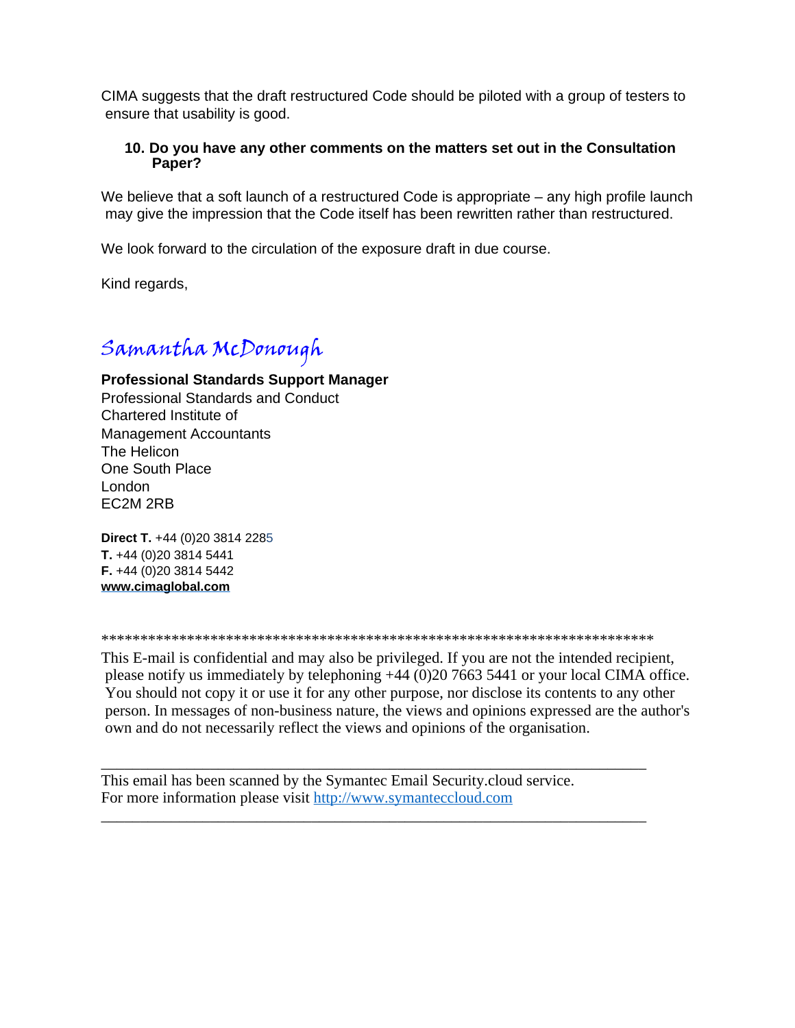CIMA suggests that the draft restructured Code should be piloted with a group of testers to ensure that usability is good.

**10. Do you have any other comments on the matters set out in the Consultation Paper?**

We believe that a soft launch of a restructured Code is appropriate – any high profile launch may give the impression that the Code itself has been rewritten rather than restructured.

We look forward to the circulation of the exposure draft in due course.

Kind regards,

*Samantha McDonough*

**Professional Standards Support Manager**
Professional Standards and Conduct
Chartered Institute of
Management Accountants
The Helicon
One South Place
London
EC2M 2RB

**Direct T.** +44 (0)20 3814 2285
**T.** +44 (0)20 3814 5441
**F.** +44 (0)20 3814 5442
**www.cimaglobal.com**

*************************************************************************

This E-mail is confidential and may also be privileged. If you are not the intended recipient, please notify us immediately by telephoning +44 (0)20 7663 5441 or your local CIMA office. You should not copy it or use it for any other purpose, nor disclose its contents to any other person. In messages of non-business nature, the views and opinions expressed are the author's own and do not necessarily reflect the views and opinions of the organisation.

---

This email has been scanned by the Symantec Email Security.cloud service.
For more information please visit http://www.symanteccloud.com

---